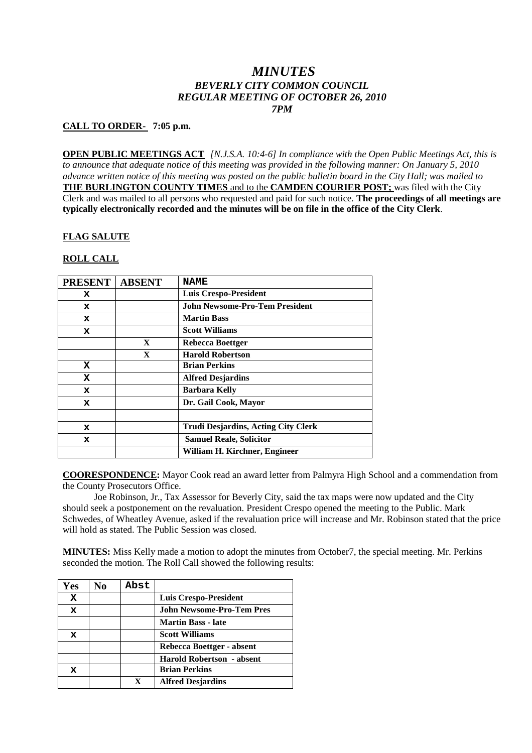# *MINUTES*
## *BEVERLY CITY COMMON COUNCIL*
## *REGULAR MEETING OF OCTOBER 26, 2010*
## *7PM*

**CALL TO ORDER- 7:05 p.m.**

**OPEN PUBLIC MEETINGS ACT** *[N.J.S.A. 10:4-6] In compliance with the Open Public Meetings Act, this is to announce that adequate notice of this meeting was provided in the following manner: On January 5, 2010 advance written notice of this meeting was posted on the public bulletin board in the City Hall; was mailed to* **THE BURLINGTON COUNTY TIMES** and to the **CAMDEN COURIER POST;** was filed with the City Clerk and was mailed to all persons who requested and paid for such notice. **The proceedings of all meetings are typically electronically recorded and the minutes will be on file in the office of the City Clerk**.

**FLAG SALUTE**

**ROLL CALL**

| PRESENT | ABSENT | NAME |
|---|---|---|
| X | | **Luis Crespo-President** |
| X | | **John Newsome-Pro-Tem President** |
| X | | **Martin Bass** |
| X | | **Scott Williams** |
| | X | **Rebecca Boettger** |
| | X | **Harold Robertson** |
| X | | **Brian Perkins** |
| X | | **Alfred Desjardins** |
| X | | **Barbara Kelly** |
| X | | **Dr. Gail Cook, Mayor** |
| | | |
| X | | **Trudi Desjardins, Acting City Clerk** |
| X | | **Samuel Reale, Solicitor** |
| | | **William H. Kirchner, Engineer** |

**COORESPONDENCE:** Mayor Cook read an award letter from Palmyra High School and a commendation from the County Prosecutors Office.

Joe Robinson, Jr., Tax Assessor for Beverly City, said the tax maps were now updated and the City should seek a postponement on the revaluation. President Crespo opened the meeting to the Public. Mark Schwedes, of Wheatley Avenue, asked if the revaluation price will increase and Mr. Robinson stated that the price will hold as stated. The Public Session was closed.

**MINUTES:** Miss Kelly made a motion to adopt the minutes from October7, the special meeting. Mr. Perkins seconded the motion. The Roll Call showed the following results:

| Yes | No | Abst | |
|---|---|---|---|
| X | | | **Luis Crespo-President** |
| X | | | **John Newsome-Pro-Tem Pres** |
| | | | **Martin Bass - late** |
| X | | | **Scott Williams** |
| | | | **Rebecca Boettger - absent** |
| | | | **Harold Robertson - absent** |
| X | | | **Brian Perkins** |
| | | X | **Alfred Desjardins** |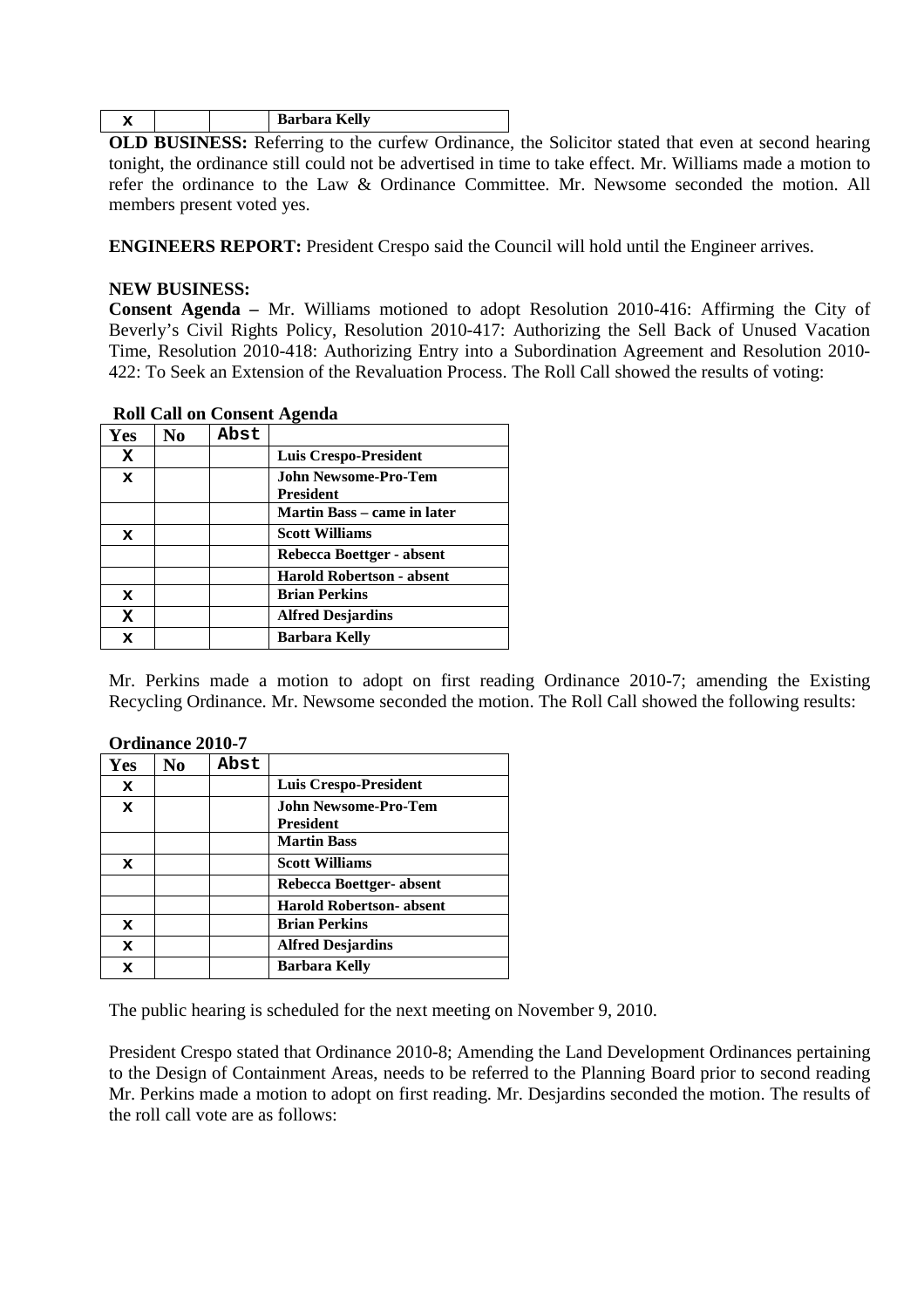| X | | | Barbara Kelly |
|---|---|---|---|

**OLD BUSINESS:** Referring to the curfew Ordinance, the Solicitor stated that even at second hearing tonight, the ordinance still could not be advertised in time to take effect. Mr. Williams made a motion to refer the ordinance to the Law & Ordinance Committee. Mr. Newsome seconded the motion. All members present voted yes.

**ENGINEERS REPORT:** President Crespo said the Council will hold until the Engineer arrives.

**NEW BUSINESS:**

**Consent Agenda –** Mr. Williams motioned to adopt Resolution 2010-416: Affirming the City of Beverly's Civil Rights Policy, Resolution 2010-417: Authorizing the Sell Back of Unused Vacation Time, Resolution 2010-418: Authorizing Entry into a Subordination Agreement and Resolution 2010-422: To Seek an Extension of the Revaluation Process. The Roll Call showed the results of voting:

**Roll Call on Consent Agenda**

| Yes | No | Abst | |
|---|---|---|---|
| X | | | **Luis Crespo-President** |
| X | | | **John Newsome-Pro-Tem President** |
| | | | **Martin Bass – came in later** |
| X | | | **Scott Williams** |
| | | | **Rebecca Boettger - absent** |
| | | | **Harold Robertson - absent** |
| X | | | **Brian Perkins** |
| X | | | **Alfred Desjardins** |
| X | | | **Barbara Kelly** |

Mr. Perkins made a motion to adopt on first reading Ordinance 2010-7; amending the Existing Recycling Ordinance. Mr. Newsome seconded the motion. The Roll Call showed the following results:

**Ordinance 2010-7**

| Yes | No | Abst | |
|---|---|---|---|
| X | | | **Luis Crespo-President** |
| X | | | **John Newsome-Pro-Tem President** |
| | | | **Martin Bass** |
| X | | | **Scott Williams** |
| | | | **Rebecca Boettger- absent** |
| | | | **Harold Robertson- absent** |
| X | | | **Brian Perkins** |
| X | | | **Alfred Desjardins** |
| X | | | **Barbara Kelly** |

The public hearing is scheduled for the next meeting on November 9, 2010.

President Crespo stated that Ordinance 2010-8; Amending the Land Development Ordinances pertaining to the Design of Containment Areas, needs to be referred to the Planning Board prior to second reading Mr. Perkins made a motion to adopt on first reading. Mr. Desjardins seconded the motion. The results of the roll call vote are as follows: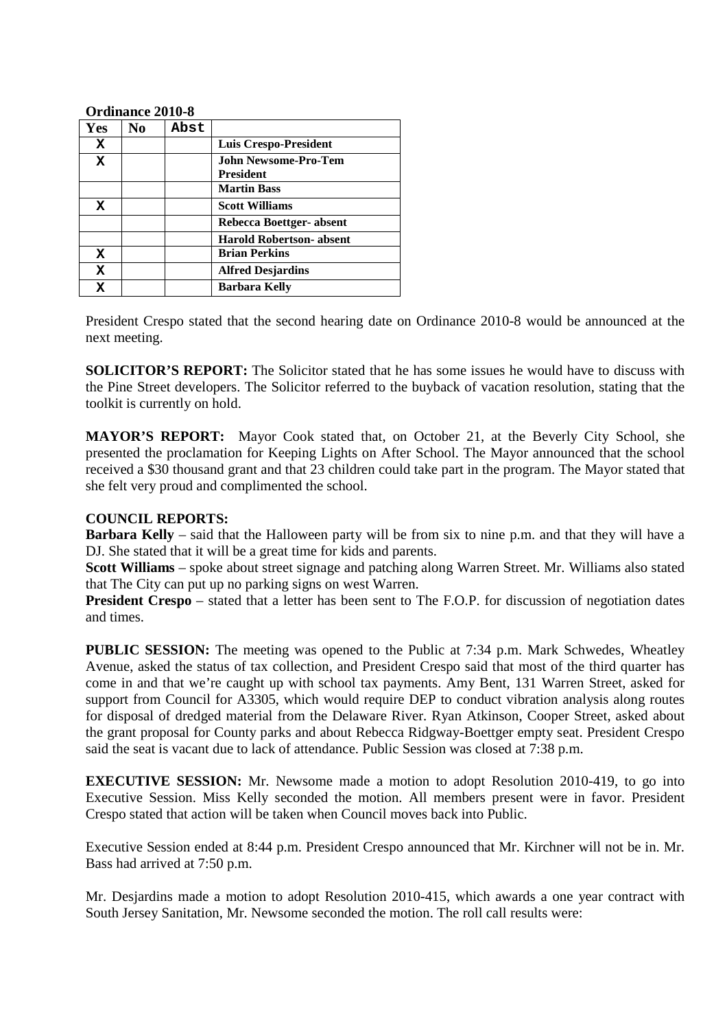**Ordinance 2010-8**

| Yes | No | Abst | |
|---|---|---|---|
| X | | | **Luis Crespo-President** |
| X | | | **John Newsome-Pro-Tem President** |
| | | | **Martin Bass** |
| X | | | **Scott Williams** |
| | | | **Rebecca Boettger- absent** |
| | | | **Harold Robertson- absent** |
| X | | | **Brian Perkins** |
| X | | | **Alfred Desjardins** |
| X | | | **Barbara Kelly** |

President Crespo stated that the second hearing date on Ordinance 2010-8 would be announced at the next meeting.

**SOLICITOR'S REPORT:** The Solicitor stated that he has some issues he would have to discuss with the Pine Street developers. The Solicitor referred to the buyback of vacation resolution, stating that the toolkit is currently on hold.

**MAYOR'S REPORT:** Mayor Cook stated that, on October 21, at the Beverly City School, she presented the proclamation for Keeping Lights on After School. The Mayor announced that the school received a $30 thousand grant and that 23 children could take part in the program. The Mayor stated that she felt very proud and complimented the school.

**COUNCIL REPORTS:**

**Barbara Kelly** – said that the Halloween party will be from six to nine p.m. and that they will have a DJ. She stated that it will be a great time for kids and parents.

**Scott Williams** – spoke about street signage and patching along Warren Street. Mr. Williams also stated that The City can put up no parking signs on west Warren.

**President Crespo** – stated that a letter has been sent to The F.O.P. for discussion of negotiation dates and times.

**PUBLIC SESSION:** The meeting was opened to the Public at 7:34 p.m. Mark Schwedes, Wheatley Avenue, asked the status of tax collection, and President Crespo said that most of the third quarter has come in and that we're caught up with school tax payments. Amy Bent, 131 Warren Street, asked for support from Council for A3305, which would require DEP to conduct vibration analysis along routes for disposal of dredged material from the Delaware River. Ryan Atkinson, Cooper Street, asked about the grant proposal for County parks and about Rebecca Ridgway-Boettger empty seat. President Crespo said the seat is vacant due to lack of attendance. Public Session was closed at 7:38 p.m.

**EXECUTIVE SESSION:** Mr. Newsome made a motion to adopt Resolution 2010-419, to go into Executive Session. Miss Kelly seconded the motion. All members present were in favor. President Crespo stated that action will be taken when Council moves back into Public.

Executive Session ended at 8:44 p.m. President Crespo announced that Mr. Kirchner will not be in. Mr. Bass had arrived at 7:50 p.m.

Mr. Desjardins made a motion to adopt Resolution 2010-415, which awards a one year contract with South Jersey Sanitation, Mr. Newsome seconded the motion. The roll call results were: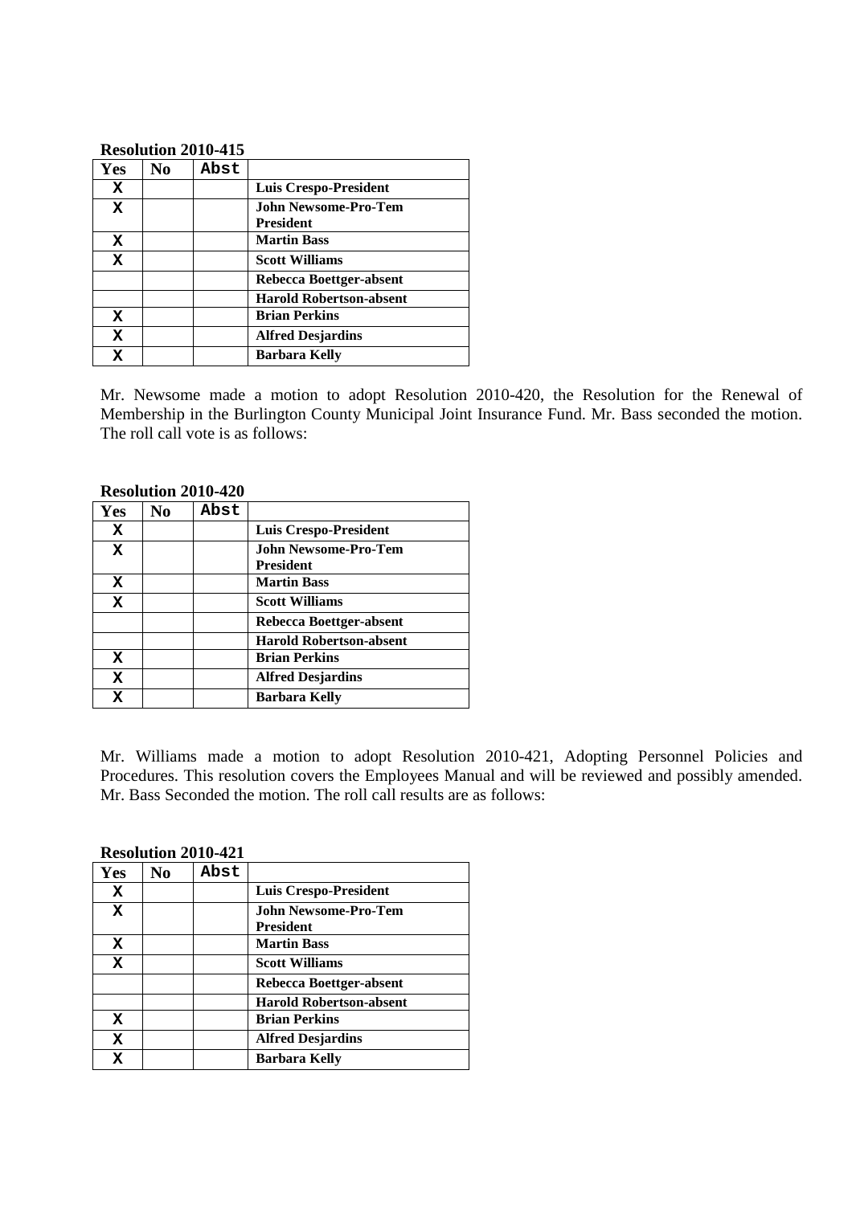**Resolution 2010-415**

| Yes | No | Abst | |
|---|---|---|---|
| X | | | **Luis Crespo-President** |
| X | | | **John Newsome-Pro-Tem President** |
| X | | | **Martin Bass** |
| X | | | **Scott Williams** |
| | | | **Rebecca Boettger-absent** |
| | | | **Harold Robertson-absent** |
| X | | | **Brian Perkins** |
| X | | | **Alfred Desjardins** |
| X | | | **Barbara Kelly** |

Mr. Newsome made a motion to adopt Resolution 2010-420, the Resolution for the Renewal of Membership in the Burlington County Municipal Joint Insurance Fund. Mr. Bass seconded the motion. The roll call vote is as follows:

**Resolution 2010-420**

| Yes | No | Abst | |
|---|---|---|---|
| X | | | **Luis Crespo-President** |
| X | | | **John Newsome-Pro-Tem President** |
| X | | | **Martin Bass** |
| X | | | **Scott Williams** |
| | | | **Rebecca Boettger-absent** |
| | | | **Harold Robertson-absent** |
| X | | | **Brian Perkins** |
| X | | | **Alfred Desjardins** |
| X | | | **Barbara Kelly** |

Mr. Williams made a motion to adopt Resolution 2010-421, Adopting Personnel Policies and Procedures. This resolution covers the Employees Manual and will be reviewed and possibly amended. Mr. Bass Seconded the motion. The roll call results are as follows:

**Resolution 2010-421**

| Yes | No | Abst | |
|---|---|---|---|
| X | | | **Luis Crespo-President** |
| X | | | **John Newsome-Pro-Tem President** |
| X | | | **Martin Bass** |
| X | | | **Scott Williams** |
| | | | **Rebecca Boettger-absent** |
| | | | **Harold Robertson-absent** |
| X | | | **Brian Perkins** |
| X | | | **Alfred Desjardins** |
| X | | | **Barbara Kelly** |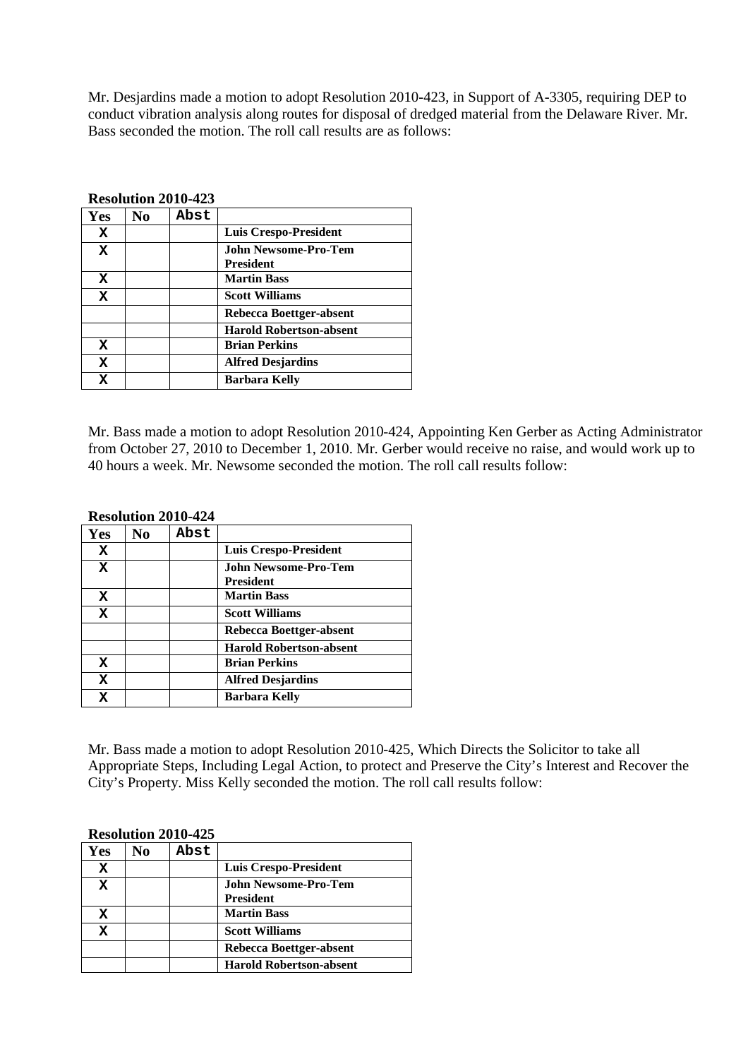Mr. Desjardins made a motion to adopt Resolution 2010-423, in Support of A-3305, requiring DEP to conduct vibration analysis along routes for disposal of dredged material from the Delaware River. Mr. Bass seconded the motion. The roll call results are as follows:

**Resolution 2010-423**

| Yes | No | Abst | |
|---|---|---|---|
| X | | | **Luis Crespo-President** |
| X | | | **John Newsome-Pro-Tem President** |
| X | | | **Martin Bass** |
| X | | | **Scott Williams** |
| | | | **Rebecca Boettger-absent** |
| | | | **Harold Robertson-absent** |
| X | | | **Brian Perkins** |
| X | | | **Alfred Desjardins** |
| X | | | **Barbara Kelly** |

Mr. Bass made a motion to adopt Resolution 2010-424, Appointing Ken Gerber as Acting Administrator from October 27, 2010 to December 1, 2010. Mr. Gerber would receive no raise, and would work up to 40 hours a week. Mr. Newsome seconded the motion. The roll call results follow:

**Resolution 2010-424**

| Yes | No | Abst | |
|---|---|---|---|
| X | | | **Luis Crespo-President** |
| X | | | **John Newsome-Pro-Tem President** |
| X | | | **Martin Bass** |
| X | | | **Scott Williams** |
| | | | **Rebecca Boettger-absent** |
| | | | **Harold Robertson-absent** |
| X | | | **Brian Perkins** |
| X | | | **Alfred Desjardins** |
| X | | | **Barbara Kelly** |

Mr. Bass made a motion to adopt Resolution 2010-425, Which Directs the Solicitor to take all Appropriate Steps, Including Legal Action, to protect and Preserve the City's Interest and Recover the City's Property. Miss Kelly seconded the motion. The roll call results follow:

**Resolution 2010-425**

| Yes | No | Abst | |
|---|---|---|---|
| X | | | **Luis Crespo-President** |
| X | | | **John Newsome-Pro-Tem President** |
| X | | | **Martin Bass** |
| X | | | **Scott Williams** |
| | | | **Rebecca Boettger-absent** |
| | | | **Harold Robertson-absent** |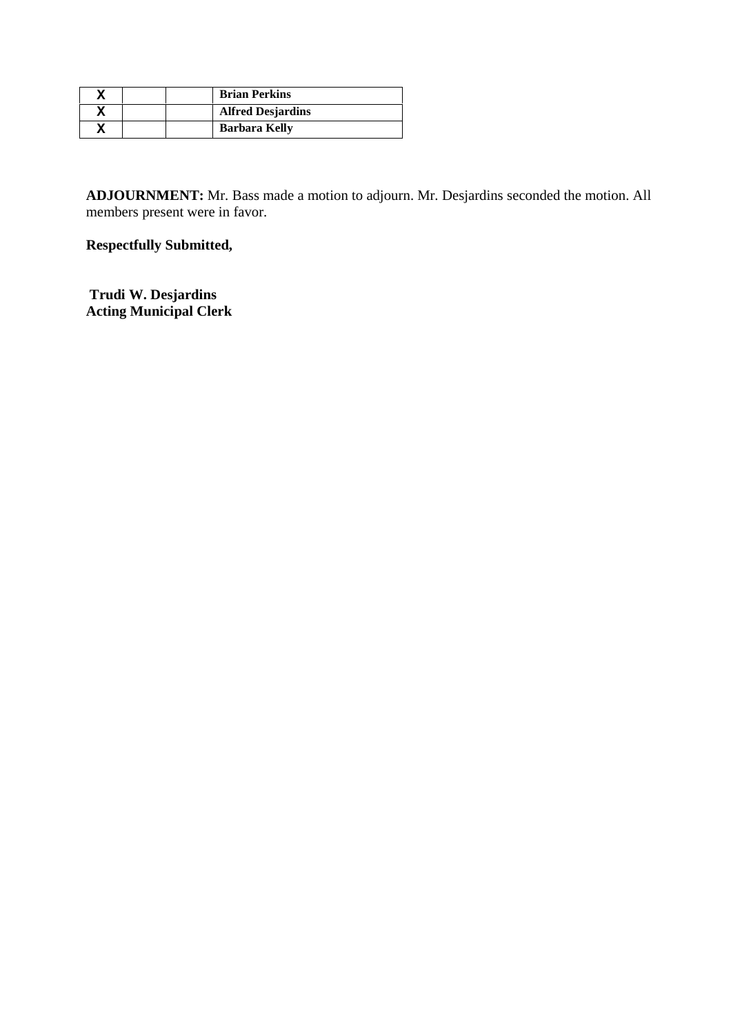| | | | |
|---|---|---|---|
| X | | | **Brian Perkins** |
| X | | | **Alfred Desjardins** |
| X | | | **Barbara Kelly** |

**ADJOURNMENT:** Mr. Bass made a motion to adjourn. Mr. Desjardins seconded the motion. All members present were in favor.

**Respectfully Submitted,**

**Trudi W. Desjardins**
**Acting Municipal Clerk**